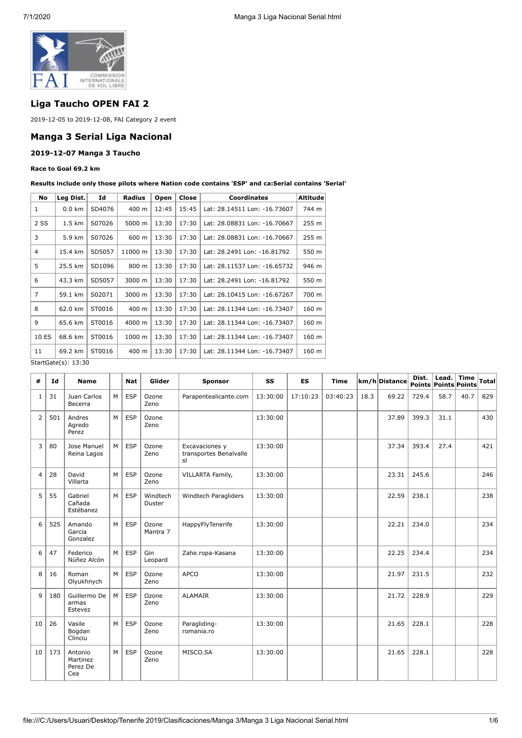## Liga Taucho OPEN FAI 2

2019-12-05 to 2019-12-08, FAI Category 2 event

## Manga 3 Serial Liga Nacional

### 2019-12-07 Manga 3 Taucho

**Race to Goal 69.2 km**

**Results include only those pilots where Nation code contains 'ESP' and ca:Serial contains 'Serial'**

| No | Leg Dist. | Id | Radius | Open | Close | Coordinates | Altitude |
|---|---|---|---|---|---|---|---|
| 1 | 0.0 km | SD4076 | 400 m | 12:45 | 15:45 | Lat: 28.14511 Lon: -16.73607 | 744 m |
| 2 SS | 1.5 km | S07026 | 5000 m | 13:30 | 17:30 | Lat: 28.08831 Lon: -16.70667 | 255 m |
| 3 | 5.9 km | S07026 | 600 m | 13:30 | 17:30 | Lat: 28.08831 Lon: -16.70667 | 255 m |
| 4 | 15.4 km | SD5057 | 11000 m | 13:30 | 17:30 | Lat: 28.2491 Lon: -16.81792 | 550 m |
| 5 | 25.5 km | SD1096 | 800 m | 13:30 | 17:30 | Lat: 28.11537 Lon: -16.65732 | 946 m |
| 6 | 43.3 km | SD5057 | 3000 m | 13:30 | 17:30 | Lat: 28.2491 Lon: -16.81792 | 550 m |
| 7 | 59.1 km | S02071 | 3000 m | 13:30 | 17:30 | Lat: 28.10415 Lon: -16.67267 | 700 m |
| 8 | 62.0 km | ST0016 | 400 m | 13:30 | 17:30 | Lat: 28.11344 Lon: -16.73407 | 160 m |
| 9 | 65.6 km | ST0016 | 4000 m | 13:30 | 17:30 | Lat: 28.11344 Lon: -16.73407 | 160 m |
| 10 ES | 68.6 km | ST0016 | 1000 m | 13:30 | 17:30 | Lat: 28.11344 Lon: -16.73407 | 160 m |
| 11 | 69.2 km | ST0016 | 400 m | 13:30 | 17:30 | Lat: 28.11344 Lon: -16.73407 | 160 m |

StartGate(s): 13:30

| # | Id | Name | | Nat | Glider | Sponsor | SS | ES | Time | km/h | Distance | Dist. Points | Lead. Points | Time Points | Total |
|---|---|---|---|---|---|---|---|---|---|---|---|---|---|---|---|
| 1 | 31 | Juan Carlos Becerra | M | ESP | Ozone Zeno | Parapentealicante.com | 13:30:00 | 17:10:23 | 03:40:23 | 18.3 | 69.22 | 729.4 | 58.7 | 40.7 | 829 |
| 2 | 501 | Andres Agredo Perez | M | ESP | Ozone Zeno | | 13:30:00 | | | | 37.89 | 399.3 | 31.1 | | 430 |
| 3 | 80 | Jose Manuel Reina Lagos | M | ESP | Ozone Zeno | Excavaciones y transportes Benalvalle sl | 13:30:00 | | | | 37.34 | 393.4 | 27.4 | | 421 |
| 4 | 28 | David Villarta | M | ESP | Ozone Zeno | VILLARTA Family, | 13:30:00 | | | | 23.31 | 245.6 | | | 246 |
| 5 | 55 | Gabriel Cañada Estébanez | M | ESP | Windtech Duster | Windtech Paragliders | 13:30:00 | | | | 22.59 | 238.1 | | | 238 |
| 6 | 525 | Amando Garcia Gonzalez | M | ESP | Ozone Mantra 7 | HappyFlyTenerife | 13:30:00 | | | | 22.21 | 234.0 | | | 234 |
| 6 | 47 | Federico Núñez Alcón | M | ESP | Gin Leopard | Zahe.ropa-Kasana | 13:30:00 | | | | 22.25 | 234.4 | | | 234 |
| 8 | 16 | Roman Olyukhnych | M | ESP | Ozone Zeno | APCO | 13:30:00 | | | | 21.97 | 231.5 | | | 232 |
| 9 | 180 | Guillermo De armas Estevez | M | ESP | Ozone Zeno | ALAMAIR | 13:30:00 | | | | 21.72 | 228.9 | | | 229 |
| 10 | 26 | Vasile Bogdan Clinciu | M | ESP | Ozone Zeno | Paragliding-romania.ro | 13:30:00 | | | | 21.65 | 228.1 | | | 228 |
| 10 | 173 | Antonio Martinez Perez De Cea | M | ESP | Ozone Zeno | MISCO.SA | 13:30:00 | | | | 21.65 | 228.1 | | | 228 |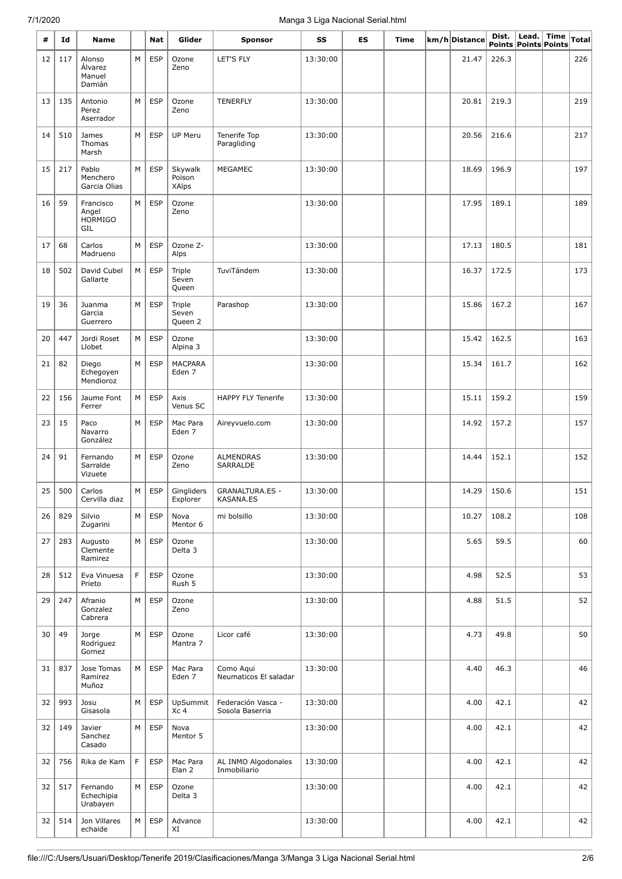| # | Id | Name | | Nat | Glider | Sponsor | SS | ES | Time | km/h | Distance | Dist. Points | Lead. Points | Time Points | Total |
|---|---|---|---|---|---|---|---|---|---|---|---|---|---|---|---|
| 12 | 117 | Alonso Álvarez Manuel Damián | M | ESP | Ozone Zeno | LET'S FLY | 13:30:00 | | | | 21.47 | 226.3 | | | 226 |
| 13 | 135 | Antonio Perez Aserrador | M | ESP | Ozone Zeno | TENERFLY | 13:30:00 | | | | 20.81 | 219.3 | | | 219 |
| 14 | 510 | James Thomas Marsh | M | ESP | UP Meru | Tenerife Top Paragliding | 13:30:00 | | | | 20.56 | 216.6 | | | 217 |
| 15 | 217 | Pablo Menchero Garcia Olias | M | ESP | Skywalk Poison XAlps | MEGAMEC | 13:30:00 | | | | 18.69 | 196.9 | | | 197 |
| 16 | 59 | Francisco Angel HORMIGO GIL | M | ESP | Ozone Zeno | | 13:30:00 | | | | 17.95 | 189.1 | | | 189 |
| 17 | 68 | Carlos Madrueno | M | ESP | Ozone Z-Alps | | 13:30:00 | | | | 17.13 | 180.5 | | | 181 |
| 18 | 502 | David Cubel Gallarte | M | ESP | Triple Seven Queen | TuviTándem | 13:30:00 | | | | 16.37 | 172.5 | | | 173 |
| 19 | 36 | Juanma Garcia Guerrero | M | ESP | Triple Seven Queen 2 | Parashop | 13:30:00 | | | | 15.86 | 167.2 | | | 167 |
| 20 | 447 | Jordi Roset Llobet | M | ESP | Ozone Alpina 3 | | 13:30:00 | | | | 15.42 | 162.5 | | | 163 |
| 21 | 82 | Diego Echegoyen Mendioroz | M | ESP | MACPARA Eden 7 | | 13:30:00 | | | | 15.34 | 161.7 | | | 162 |
| 22 | 156 | Jaume Font Ferrer | M | ESP | Axis Venus SC | HAPPY FLY Tenerife | 13:30:00 | | | | 15.11 | 159.2 | | | 159 |
| 23 | 15 | Paco Navarro González | M | ESP | Mac Para Eden 7 | Aireyvuelo.com | 13:30:00 | | | | 14.92 | 157.2 | | | 157 |
| 24 | 91 | Fernando Sarralde Vizuete | M | ESP | Ozone Zeno | ALMENDRAS SARRALDE | 13:30:00 | | | | 14.44 | 152.1 | | | 152 |
| 25 | 500 | Carlos Cervilla diaz | M | ESP | Gingliders Explorer | GRANALTURA.ES - KASANA.ES | 13:30:00 | | | | 14.29 | 150.6 | | | 151 |
| 26 | 829 | Silvio Zugarini | M | ESP | Nova Mentor 6 | mi bolsillo | 13:30:00 | | | | 10.27 | 108.2 | | | 108 |
| 27 | 283 | Augusto Clemente Ramirez | M | ESP | Ozone Delta 3 | | 13:30:00 | | | | 5.65 | 59.5 | | | 60 |
| 28 | 512 | Eva Vinuesa Prieto | F | ESP | Ozone Rush 5 | | 13:30:00 | | | | 4.98 | 52.5 | | | 53 |
| 29 | 247 | Afranio Gonzalez Cabrera | M | ESP | Ozone Zeno | | 13:30:00 | | | | 4.88 | 51.5 | | | 52 |
| 30 | 49 | Jorge Rodriguez Gomez | M | ESP | Ozone Mantra 7 | Licor café | 13:30:00 | | | | 4.73 | 49.8 | | | 50 |
| 31 | 837 | Jose Tomas Ramirez Muñoz | M | ESP | Mac Para Eden 7 | Como Aqui Neumaticos El saladar | 13:30:00 | | | | 4.40 | 46.3 | | | 46 |
| 32 | 993 | Josu Gisasola | M | ESP | UpSummit Xc 4 | Federación Vasca - Sosola Baserria | 13:30:00 | | | | 4.00 | 42.1 | | | 42 |
| 32 | 149 | Javier Sanchez Casado | M | ESP | Nova Mentor 5 | | 13:30:00 | | | | 4.00 | 42.1 | | | 42 |
| 32 | 756 | Rika de Kam | F | ESP | Mac Para Elan 2 | AL INMO Algodonales Inmobiliario | 13:30:00 | | | | 4.00 | 42.1 | | | 42 |
| 32 | 517 | Fernando Echechipia Urabayen | M | ESP | Ozone Delta 3 | | 13:30:00 | | | | 4.00 | 42.1 | | | 42 |
| 32 | 514 | Jon Villares echaide | M | ESP | Advance XI | | 13:30:00 | | | | 4.00 | 42.1 | | | 42 |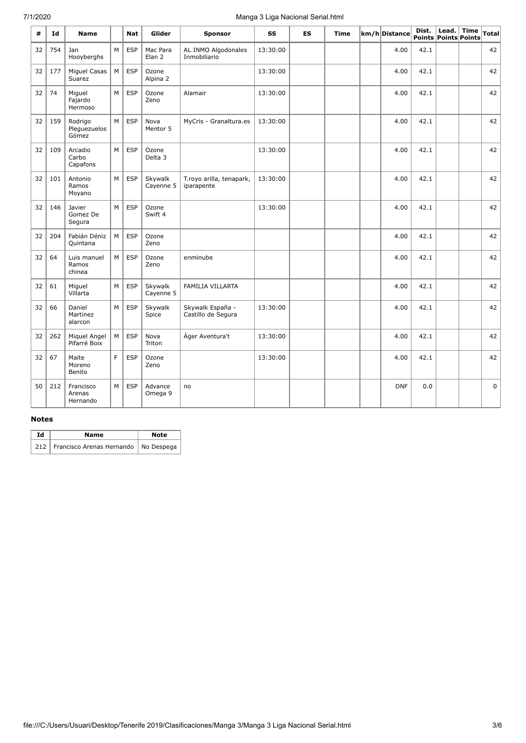| # | Id | Name | | Nat | Glider | Sponsor | SS | ES | Time | km/h | Distance | Dist. Points | Lead. Points | Time Points | Total |
|---|---|---|---|---|---|---|---|---|---|---|---|---|---|---|---|
| 32 | 754 | Jan Hooyberghs | M | ESP | Mac Para Elan 2 | AL INMO Algodonales Inmobiliario | 13:30:00 | | | | 4.00 | 42.1 | | | 42 |
| 32 | 177 | Miguel Casas Suarez | M | ESP | Ozone Alpina 2 | | 13:30:00 | | | | 4.00 | 42.1 | | | 42 |
| 32 | 74 | Miguel Fajardo Hermoso | M | ESP | Ozone Zeno | Alamair | 13:30:00 | | | | 4.00 | 42.1 | | | 42 |
| 32 | 159 | Rodrigo Pleguezuelos Gómez | M | ESP | Nova Mentor 5 | MyCris - Granaltura.es | 13:30:00 | | | | 4.00 | 42.1 | | | 42 |
| 32 | 109 | Arcadio Carbo Capafons | M | ESP | Ozone Delta 3 | | 13:30:00 | | | | 4.00 | 42.1 | | | 42 |
| 32 | 101 | Antonio Ramos Moyano | M | ESP | Skywalk Cayenne 5 | T.royo arilla, tenapark, iparapente | 13:30:00 | | | | 4.00 | 42.1 | | | 42 |
| 32 | 146 | Javier Gomez De Segura | M | ESP | Ozone Swift 4 | | 13:30:00 | | | | 4.00 | 42.1 | | | 42 |
| 32 | 204 | Fabián Déniz Quintana | M | ESP | Ozone Zeno | | | | | | 4.00 | 42.1 | | | 42 |
| 32 | 64 | Luis manuel Ramos chinea | M | ESP | Ozone Zeno | enminube | | | | | 4.00 | 42.1 | | | 42 |
| 32 | 61 | Miguel Villarta | M | ESP | Skywalk Cayenne 5 | FAMILIA VILLARTA | | | | | 4.00 | 42.1 | | | 42 |
| 32 | 66 | Daniel Martinez alarcon | M | ESP | Skywalk Spice | Skywalk España - Castillo de Segura | 13:30:00 | | | | 4.00 | 42.1 | | | 42 |
| 32 | 262 | Miquel Angel Pifarré Boix | M | ESP | Nova Triton | Àger Aventura't | 13:30:00 | | | | 4.00 | 42.1 | | | 42 |
| 32 | 67 | Maite Moreno Benito | F | ESP | Ozone Zeno | | 13:30:00 | | | | 4.00 | 42.1 | | | 42 |
| 50 | 212 | Francisco Arenas Hernando | M | ESP | Advance Omega 9 | no | | | | | DNF | 0.0 | | | 0 |

### Notes

| Id | Name | Note |
|---|---|---|
| 212 | Francisco Arenas Hernando | No Despega |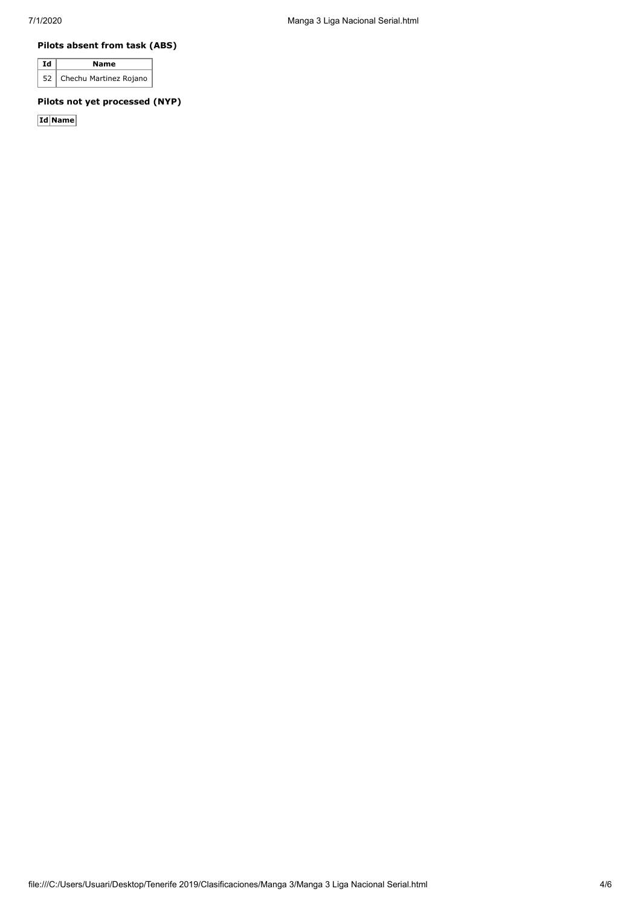**Pilots absent from task (ABS)**

| Id | Name |
|---|---|
| 52 | Chechu Martinez Rojano |

**Pilots not yet processed (NYP)**

| Id | Name |
|---|---|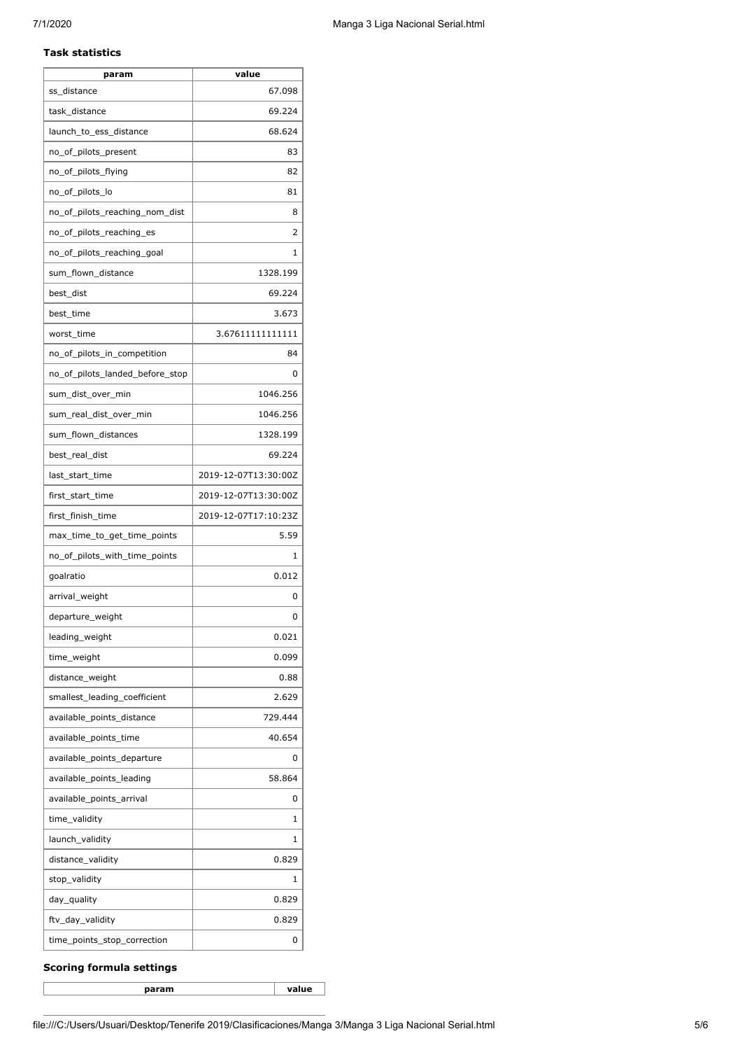**Task statistics**

| param | value |
|---|---|
| ss_distance | 67.098 |
| task_distance | 69.224 |
| launch_to_ess_distance | 68.624 |
| no_of_pilots_present | 83 |
| no_of_pilots_flying | 82 |
| no_of_pilots_lo | 81 |
| no_of_pilots_reaching_nom_dist | 8 |
| no_of_pilots_reaching_es | 2 |
| no_of_pilots_reaching_goal | 1 |
| sum_flown_distance | 1328.199 |
| best_dist | 69.224 |
| best_time | 3.673 |
| worst_time | 3.67611111111111 |
| no_of_pilots_in_competition | 84 |
| no_of_pilots_landed_before_stop | 0 |
| sum_dist_over_min | 1046.256 |
| sum_real_dist_over_min | 1046.256 |
| sum_flown_distances | 1328.199 |
| best_real_dist | 69.224 |
| last_start_time | 2019-12-07T13:30:00Z |
| first_start_time | 2019-12-07T13:30:00Z |
| first_finish_time | 2019-12-07T17:10:23Z |
| max_time_to_get_time_points | 5.59 |
| no_of_pilots_with_time_points | 1 |
| goalratio | 0.012 |
| arrival_weight | 0 |
| departure_weight | 0 |
| leading_weight | 0.021 |
| time_weight | 0.099 |
| distance_weight | 0.88 |
| smallest_leading_coefficient | 2.629 |
| available_points_distance | 729.444 |
| available_points_time | 40.654 |
| available_points_departure | 0 |
| available_points_leading | 58.864 |
| available_points_arrival | 0 |
| time_validity | 1 |
| launch_validity | 1 |
| distance_validity | 0.829 |
| stop_validity | 1 |
| day_quality | 0.829 |
| ftv_day_validity | 0.829 |
| time_points_stop_correction | 0 |

**Scoring formula settings**

| param | value |
|---|---|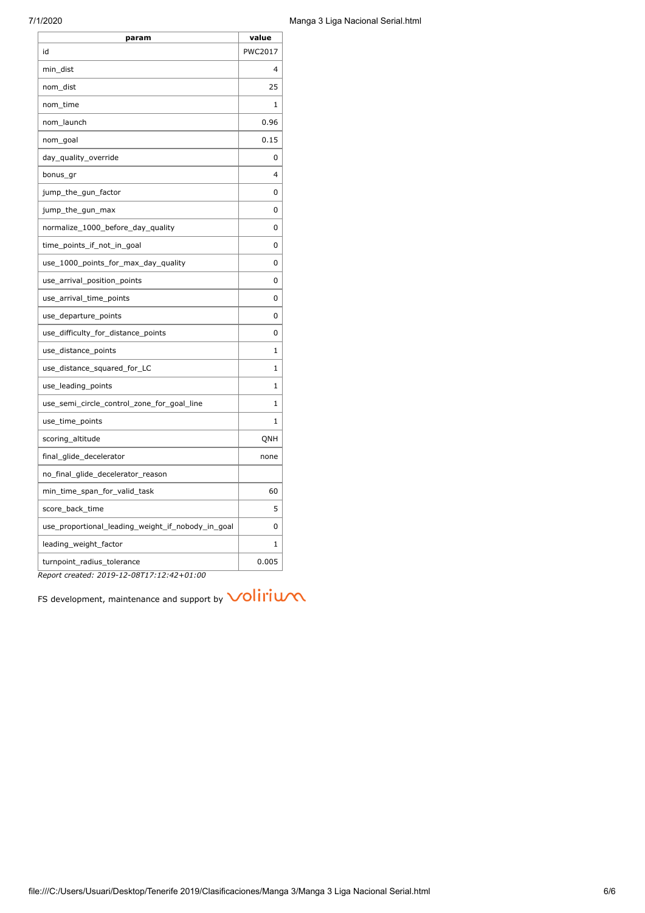| param | value |
|---|---|
| id | PWC2017 |
| min_dist | 4 |
| nom_dist | 25 |
| nom_time | 1 |
| nom_launch | 0.96 |
| nom_goal | 0.15 |
| day_quality_override | 0 |
| bonus_gr | 4 |
| jump_the_gun_factor | 0 |
| jump_the_gun_max | 0 |
| normalize_1000_before_day_quality | 0 |
| time_points_if_not_in_goal | 0 |
| use_1000_points_for_max_day_quality | 0 |
| use_arrival_position_points | 0 |
| use_arrival_time_points | 0 |
| use_departure_points | 0 |
| use_difficulty_for_distance_points | 0 |
| use_distance_points | 1 |
| use_distance_squared_for_LC | 1 |
| use_leading_points | 1 |
| use_semi_circle_control_zone_for_goal_line | 1 |
| use_time_points | 1 |
| scoring_altitude | QNH |
| final_glide_decelerator | none |
| no_final_glide_decelerator_reason | |
| min_time_span_for_valid_task | 60 |
| score_back_time | 5 |
| use_proportional_leading_weight_if_nobody_in_goal | 0 |
| leading_weight_factor | 1 |
| turnpoint_radius_tolerance | 0.005 |

*Report created: 2019-12-08T17:12:42+01:00*

FS development, maintenance and support by volirium